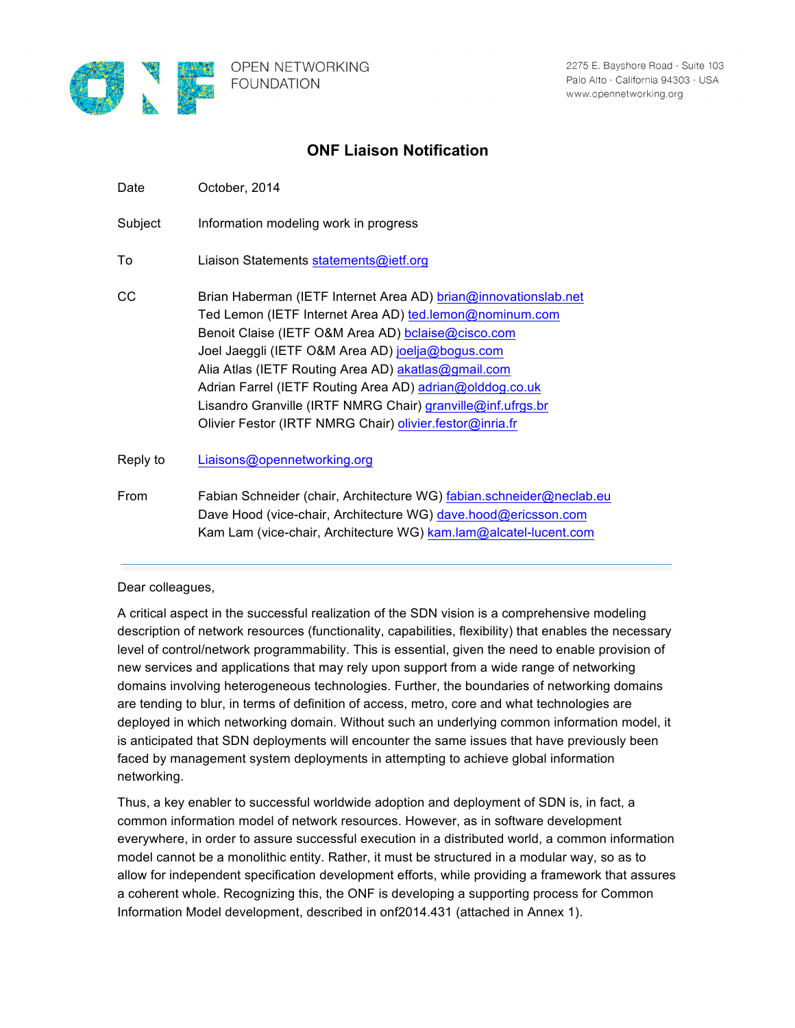OPEN NETWORKING FOUNDATION

2275 E. Bayshore Road · Suite 103
Palo Alto · California 94303 · USA
www.opennetworking.org

# ONF Liaison Notification

| | |
|---|---|
| Date | October, 2014 |
| Subject | Information modeling work in progress |
| To | Liaison Statements statements@ietf.org |
| CC | Brian Haberman (IETF Internet Area AD) brian@innovationslab.net<br>Ted Lemon (IETF Internet Area AD) ted.lemon@nominum.com<br>Benoit Claise (IETF O&M Area AD) bclaise@cisco.com<br>Joel Jaeggli (IETF O&M Area AD) joelja@bogus.com<br>Alia Atlas (IETF Routing Area AD) akatlas@gmail.com<br>Adrian Farrel (IETF Routing Area AD) adrian@olddog.co.uk<br>Lisandro Granville (IRTF NMRG Chair) granville@inf.ufrgs.br<br>Olivier Festor (IRTF NMRG Chair) olivier.festor@inria.fr |
| Reply to | Liaisons@opennetworking.org |
| From | Fabian Schneider (chair, Architecture WG) fabian.schneider@neclab.eu<br>Dave Hood (vice-chair, Architecture WG) dave.hood@ericsson.com<br>Kam Lam (vice-chair, Architecture WG) kam.lam@alcatel-lucent.com |

---

Dear colleagues,

A critical aspect in the successful realization of the SDN vision is a comprehensive modeling description of network resources (functionality, capabilities, flexibility) that enables the necessary level of control/network programmability. This is essential, given the need to enable provision of new services and applications that may rely upon support from a wide range of networking domains involving heterogeneous technologies. Further, the boundaries of networking domains are tending to blur, in terms of definition of access, metro, core and what technologies are deployed in which networking domain. Without such an underlying common information model, it is anticipated that SDN deployments will encounter the same issues that have previously been faced by management system deployments in attempting to achieve global information networking.

Thus, a key enabler to successful worldwide adoption and deployment of SDN is, in fact, a common information model of network resources. However, as in software development everywhere, in order to assure successful execution in a distributed world, a common information model cannot be a monolithic entity. Rather, it must be structured in a modular way, so as to allow for independent specification development efforts, while providing a framework that assures a coherent whole. Recognizing this, the ONF is developing a supporting process for Common Information Model development, described in onf2014.431 (attached in Annex 1).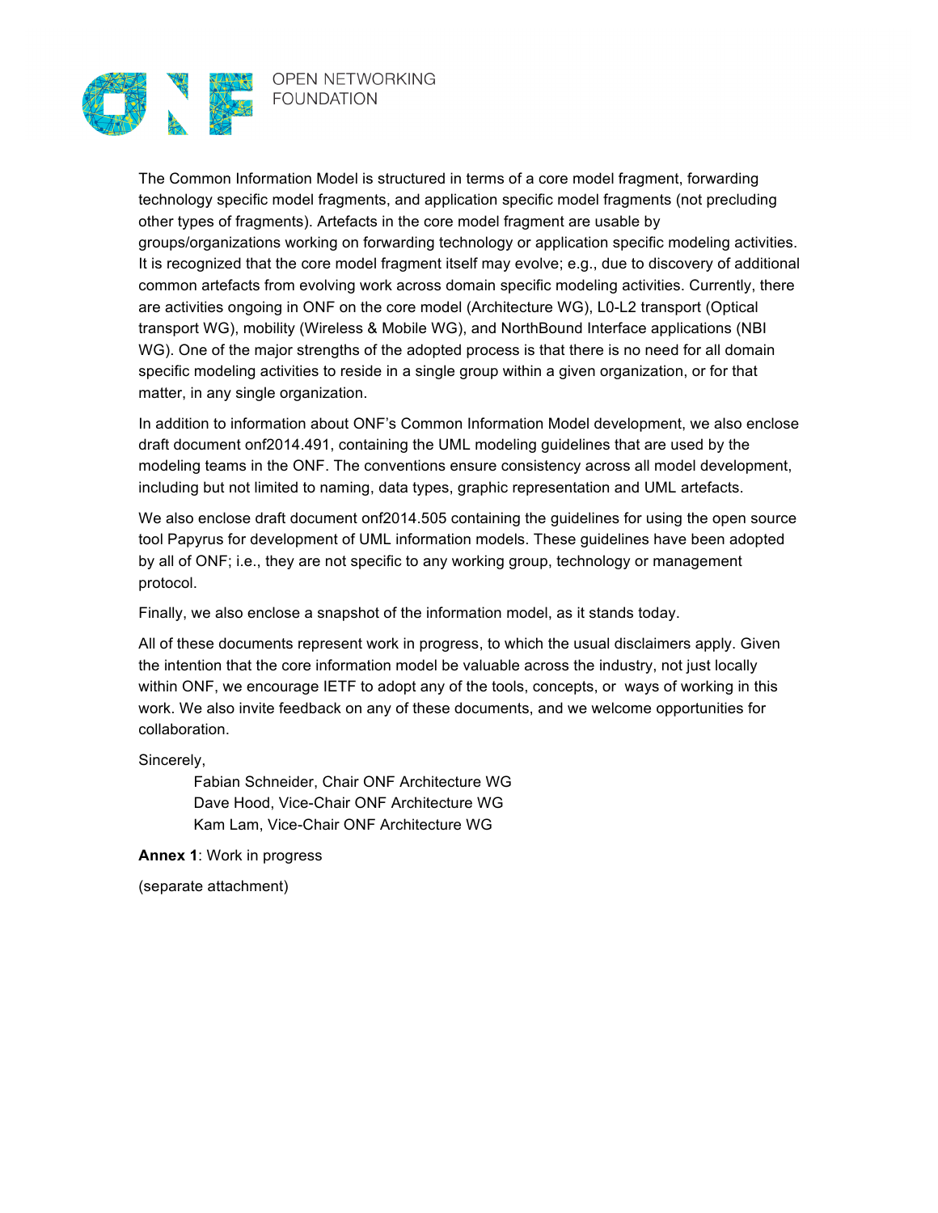The Common Information Model is structured in terms of a core model fragment, forwarding technology specific model fragments, and application specific model fragments (not precluding other types of fragments). Artefacts in the core model fragment are usable by groups/organizations working on forwarding technology or application specific modeling activities. It is recognized that the core model fragment itself may evolve; e.g., due to discovery of additional common artefacts from evolving work across domain specific modeling activities. Currently, there are activities ongoing in ONF on the core model (Architecture WG), L0-L2 transport (Optical transport WG), mobility (Wireless & Mobile WG), and NorthBound Interface applications (NBI WG). One of the major strengths of the adopted process is that there is no need for all domain specific modeling activities to reside in a single group within a given organization, or for that matter, in any single organization.

In addition to information about ONF's Common Information Model development, we also enclose draft document onf2014.491, containing the UML modeling guidelines that are used by the modeling teams in the ONF. The conventions ensure consistency across all model development, including but not limited to naming, data types, graphic representation and UML artefacts.

We also enclose draft document onf2014.505 containing the guidelines for using the open source tool Papyrus for development of UML information models. These guidelines have been adopted by all of ONF; i.e., they are not specific to any working group, technology or management protocol.

Finally, we also enclose a snapshot of the information model, as it stands today.

All of these documents represent work in progress, to which the usual disclaimers apply. Given the intention that the core information model be valuable across the industry, not just locally within ONF, we encourage IETF to adopt any of the tools, concepts, or ways of working in this work. We also invite feedback on any of these documents, and we welcome opportunities for collaboration.

Sincerely,

Fabian Schneider, Chair ONF Architecture WG
Dave Hood, Vice-Chair ONF Architecture WG
Kam Lam, Vice-Chair ONF Architecture WG

**Annex 1**: Work in progress

(separate attachment)